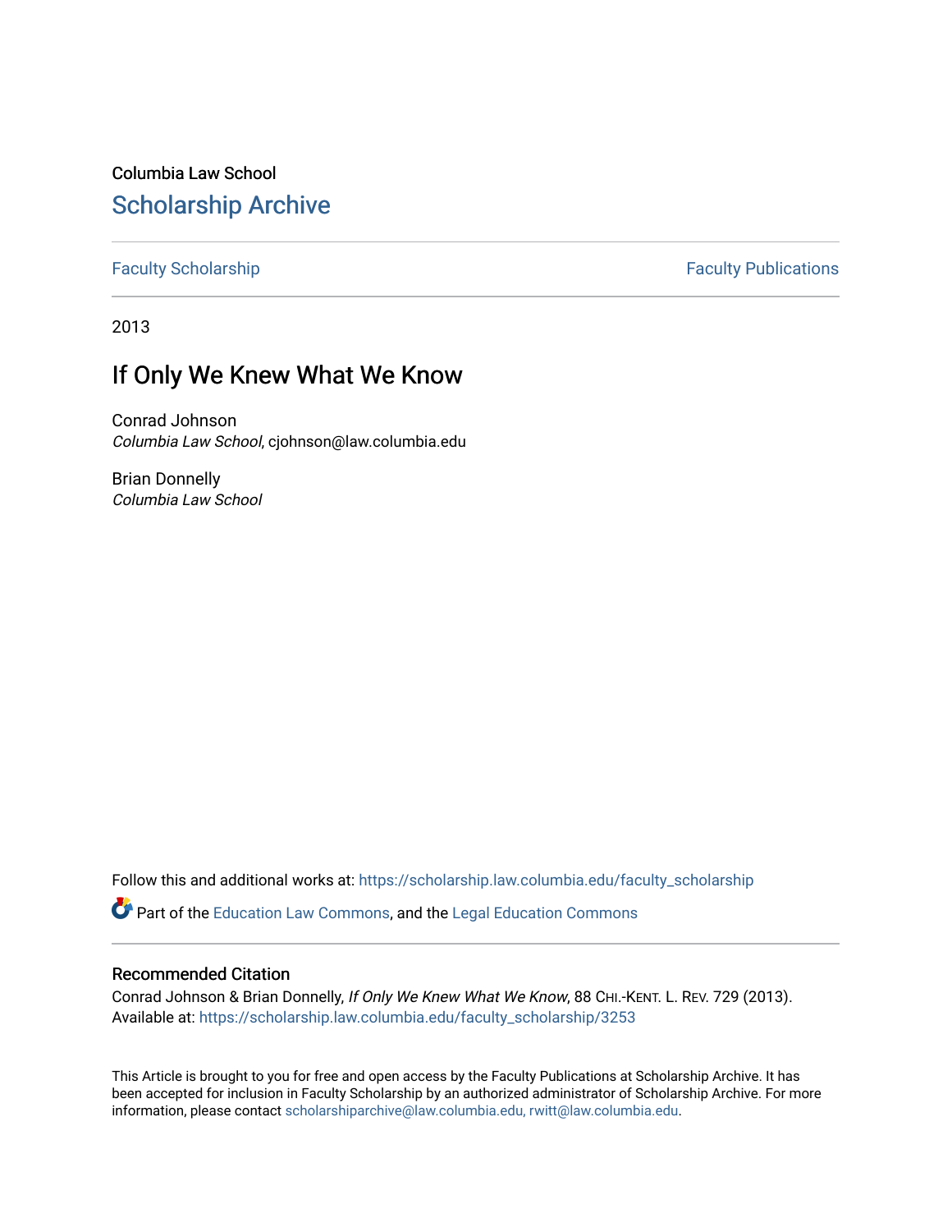Columbia Law School

## Scholarship Archive

Faculty Scholarship | Faculty Publications

2013

# If Only We Knew What We Know

Conrad Johnson
*Columbia Law School*, cjohnson@law.columbia.edu

Brian Donnelly
*Columbia Law School*

Follow this and additional works at: https://scholarship.law.columbia.edu/faculty_scholarship

Part of the Education Law Commons, and the Legal Education Commons

### Recommended Citation

Conrad Johnson & Brian Donnelly, *If Only We Knew What We Know*, 88 CHI.-KENT. L. REV. 729 (2013).
Available at: https://scholarship.law.columbia.edu/faculty_scholarship/3253

This Article is brought to you for free and open access by the Faculty Publications at Scholarship Archive. It has been accepted for inclusion in Faculty Scholarship by an authorized administrator of Scholarship Archive. For more information, please contact scholarshiparchive@law.columbia.edu, rwitt@law.columbia.edu.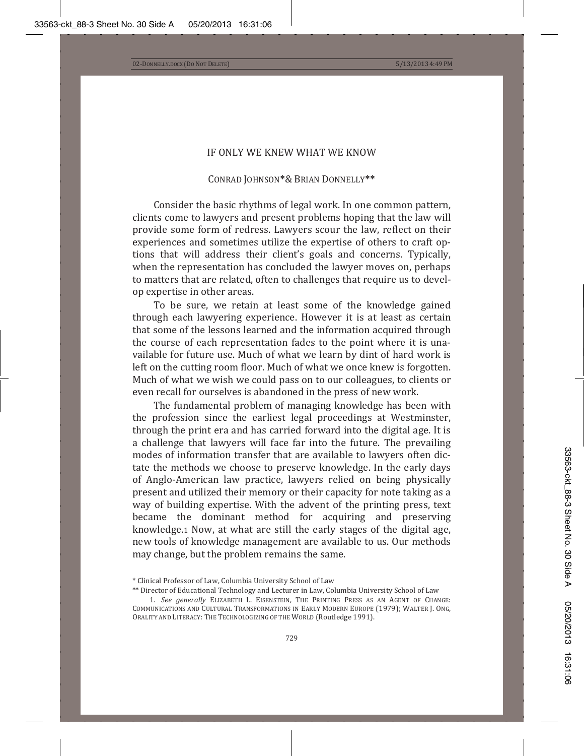# IF ONLY WE KNEW WHAT WE KNOW

CONRAD JOHNSON* & BRIAN DONNELLY**

Consider the basic rhythms of legal work. In one common pattern, clients come to lawyers and present problems hoping that the law will provide some form of redress. Lawyers scour the law, reflect on their experiences and sometimes utilize the expertise of others to craft options that will address their client's goals and concerns. Typically, when the representation has concluded the lawyer moves on, perhaps to matters that are related, often to challenges that require us to develop expertise in other areas.

To be sure, we retain at least some of the knowledge gained through each lawyering experience. However it is at least as certain that some of the lessons learned and the information acquired through the course of each representation fades to the point where it is unavailable for future use. Much of what we learn by dint of hard work is left on the cutting room floor. Much of what we once knew is forgotten. Much of what we wish we could pass on to our colleagues, to clients or even recall for ourselves is abandoned in the press of new work.

The fundamental problem of managing knowledge has been with the profession since the earliest legal proceedings at Westminster, through the print era and has carried forward into the digital age. It is a challenge that lawyers will face far into the future. The prevailing modes of information transfer that are available to lawyers often dictate the methods we choose to preserve knowledge. In the early days of Anglo-American law practice, lawyers relied on being physically present and utilized their memory or their capacity for note taking as a way of building expertise. With the advent of the printing press, text became the dominant method for acquiring and preserving knowledge.[1] Now, at what are still the early stages of the digital age, new tools of knowledge management are available to us. Our methods may change, but the problem remains the same.

\* Clinical Professor of Law, Columbia University School of Law

\*\* Director of Educational Technology and Lecturer in Law, Columbia University School of Law

1. *See generally* ELIZABETH L. EISENSTEIN, THE PRINTING PRESS AS AN AGENT OF CHANGE: COMMUNICATIONS AND CULTURAL TRANSFORMATIONS IN EARLY MODERN EUROPE (1979); WALTER J. ONG, ORALITY AND LITERACY: THE TECHNOLOGIZING OF THE WORLD (Routledge 1991).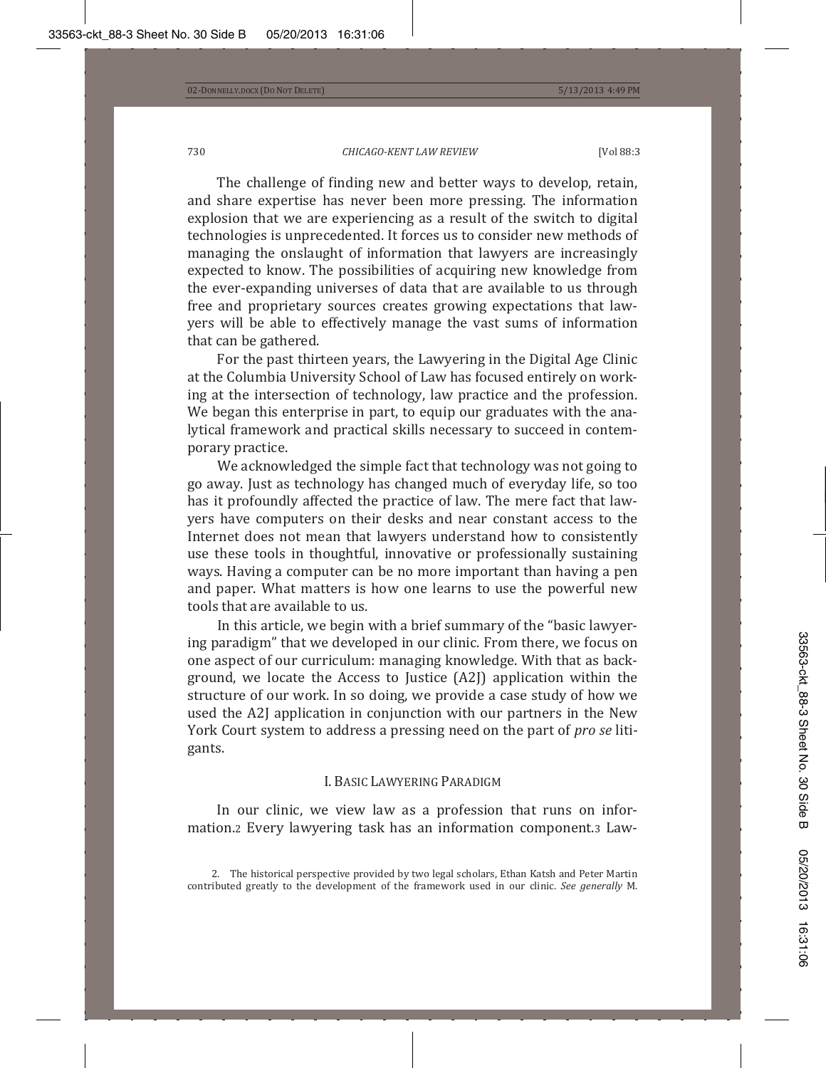The challenge of finding new and better ways to develop, retain, and share expertise has never been more pressing. The information explosion that we are experiencing as a result of the switch to digital technologies is unprecedented. It forces us to consider new methods of managing the onslaught of information that lawyers are increasingly expected to know. The possibilities of acquiring new knowledge from the ever-expanding universes of data that are available to us through free and proprietary sources creates growing expectations that lawyers will be able to effectively manage the vast sums of information that can be gathered.

For the past thirteen years, the Lawyering in the Digital Age Clinic at the Columbia University School of Law has focused entirely on working at the intersection of technology, law practice and the profession. We began this enterprise in part, to equip our graduates with the analytical framework and practical skills necessary to succeed in contemporary practice.

We acknowledged the simple fact that technology was not going to go away. Just as technology has changed much of everyday life, so too has it profoundly affected the practice of law. The mere fact that lawyers have computers on their desks and near constant access to the Internet does not mean that lawyers understand how to consistently use these tools in thoughtful, innovative or professionally sustaining ways. Having a computer can be no more important than having a pen and paper. What matters is how one learns to use the powerful new tools that are available to us.

In this article, we begin with a brief summary of the "basic lawyering paradigm" that we developed in our clinic. From there, we focus on one aspect of our curriculum: managing knowledge. With that as background, we locate the Access to Justice (A2J) application within the structure of our work. In so doing, we provide a case study of how we used the A2J application in conjunction with our partners in the New York Court system to address a pressing need on the part of *pro se* litigants.

## I. Basic Lawyering Paradigm

In our clinic, we view law as a profession that runs on information.[2] Every lawyering task has an information component.[3] Law-

2. The historical perspective provided by two legal scholars, Ethan Katsh and Peter Martin contributed greatly to the development of the framework used in our clinic. *See generally* M.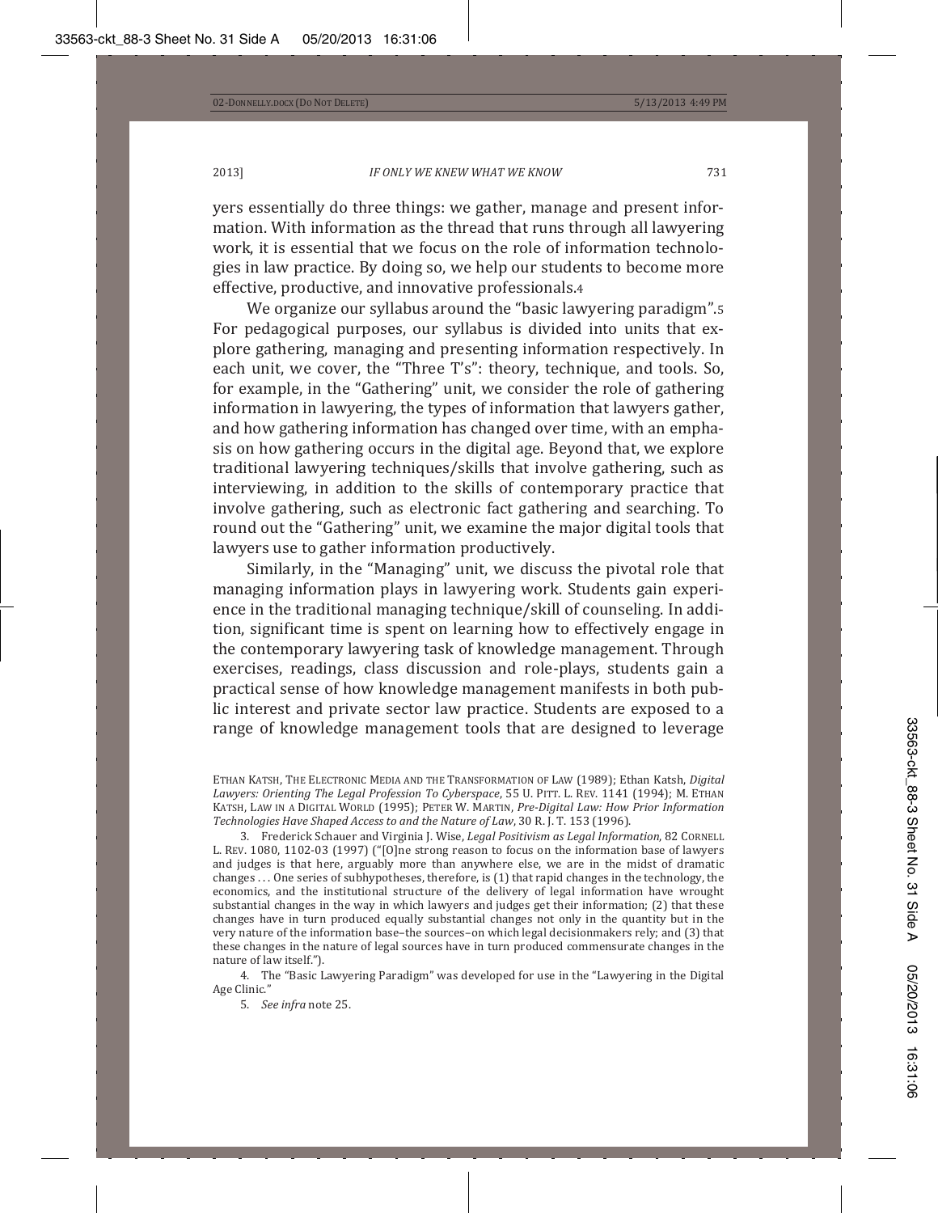yers essentially do three things: we gather, manage and present information. With information as the thread that runs through all lawyering work, it is essential that we focus on the role of information technologies in law practice. By doing so, we help our students to become more effective, productive, and innovative professionals.[4]

We organize our syllabus around the "basic lawyering paradigm".[5] For pedagogical purposes, our syllabus is divided into units that explore gathering, managing and presenting information respectively. In each unit, we cover, the "Three T's": theory, technique, and tools. So, for example, in the "Gathering" unit, we consider the role of gathering information in lawyering, the types of information that lawyers gather, and how gathering information has changed over time, with an emphasis on how gathering occurs in the digital age. Beyond that, we explore traditional lawyering techniques/skills that involve gathering, such as interviewing, in addition to the skills of contemporary practice that involve gathering, such as electronic fact gathering and searching. To round out the "Gathering" unit, we examine the major digital tools that lawyers use to gather information productively.

Similarly, in the "Managing" unit, we discuss the pivotal role that managing information plays in lawyering work. Students gain experience in the traditional managing technique/skill of counseling. In addition, significant time is spent on learning how to effectively engage in the contemporary lawyering task of knowledge management. Through exercises, readings, class discussion and role-plays, students gain a practical sense of how knowledge management manifests in both public interest and private sector law practice. Students are exposed to a range of knowledge management tools that are designed to leverage

---

ETHAN KATSH, THE ELECTRONIC MEDIA AND THE TRANSFORMATION OF LAW (1989); Ethan Katsh, *Digital Lawyers: Orienting The Legal Profession To Cyberspace*, 55 U. PITT. L. REV. 1141 (1994); M. ETHAN KATSH, LAW IN A DIGITAL WORLD (1995); PETER W. MARTIN, *Pre-Digital Law: How Prior Information Technologies Have Shaped Access to and the Nature of Law*, 30 R. J. T. 153 (1996).

3. Frederick Schauer and Virginia J. Wise, *Legal Positivism as Legal Information*, 82 CORNELL L. REV. 1080, 1102-03 (1997) ("[O]ne strong reason to focus on the information base of lawyers and judges is that here, arguably more than anywhere else, we are in the midst of dramatic changes . . . One series of subhypotheses, therefore, is (1) that rapid changes in the technology, the economics, and the institutional structure of the delivery of legal information have wrought substantial changes in the way in which lawyers and judges get their information; (2) that these changes have in turn produced equally substantial changes not only in the quantity but in the very nature of the information base–the sources–on which legal decisionmakers rely; and (3) that these changes in the nature of legal sources have in turn produced commensurate changes in the nature of law itself.").

4. The "Basic Lawyering Paradigm" was developed for use in the "Lawyering in the Digital Age Clinic."

5. *See infra* note 25.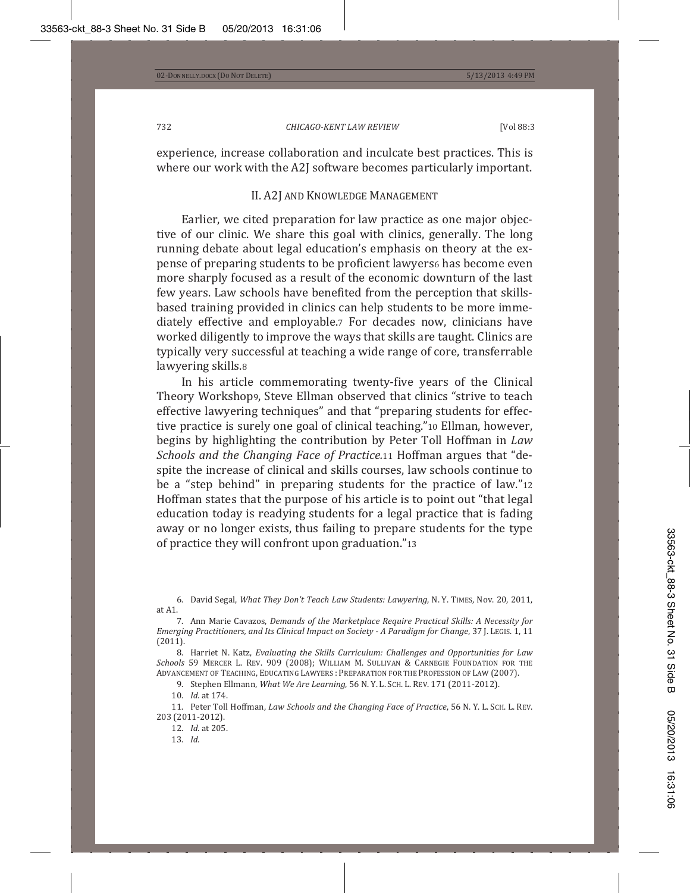experience, increase collaboration and inculcate best practices. This is where our work with the A2J software becomes particularly important.

## II. A2J AND KNOWLEDGE MANAGEMENT

Earlier, we cited preparation for law practice as one major objective of our clinic. We share this goal with clinics, generally. The long running debate about legal education's emphasis on theory at the expense of preparing students to be proficient lawyers[6] has become even more sharply focused as a result of the economic downturn of the last few years. Law schools have benefited from the perception that skills-based training provided in clinics can help students to be more immediately effective and employable.[7] For decades now, clinicians have worked diligently to improve the ways that skills are taught. Clinics are typically very successful at teaching a wide range of core, transferrable lawyering skills.[8]

In his article commemorating twenty-five years of the Clinical Theory Workshop[9], Steve Ellman observed that clinics "strive to teach effective lawyering techniques" and that "preparing students for effective practice is surely one goal of clinical teaching."[10] Ellman, however, begins by highlighting the contribution by Peter Toll Hoffman in *Law Schools and the Changing Face of Practice*.[11] Hoffman argues that "despite the increase of clinical and skills courses, law schools continue to be a "step behind" in preparing students for the practice of law."[12] Hoffman states that the purpose of his article is to point out "that legal education today is readying students for a legal practice that is fading away or no longer exists, thus failing to prepare students for the type of practice they will confront upon graduation."[13]

---

6. David Segal, *What They Don't Teach Law Students: Lawyering*, N. Y. TIMES, Nov. 20, 2011, at A1.

7. Ann Marie Cavazos, *Demands of the Marketplace Require Practical Skills: A Necessity for Emerging Practitioners, and Its Clinical Impact on Society - A Paradigm for Change*, 37 J. LEGIS. 1, 11 (2011).

8. Harriet N. Katz, *Evaluating the Skills Curriculum: Challenges and Opportunities for Law Schools* 59 MERCER L. REV. 909 (2008); WILLIAM M. SULLIVAN & CARNEGIE FOUNDATION FOR THE ADVANCEMENT OF TEACHING, EDUCATING LAWYERS : PREPARATION FOR THE PROFESSION OF LAW (2007).

9. Stephen Ellmann, *What We Are Learning*, 56 N. Y. L. SCH. L. REV. 171 (2011-2012).

10. *Id.* at 174.

11. Peter Toll Hoffman, *Law Schools and the Changing Face of Practice*, 56 N. Y. L. SCH. L. REV. 203 (2011-2012).

12. *Id.* at 205.

13. *Id.*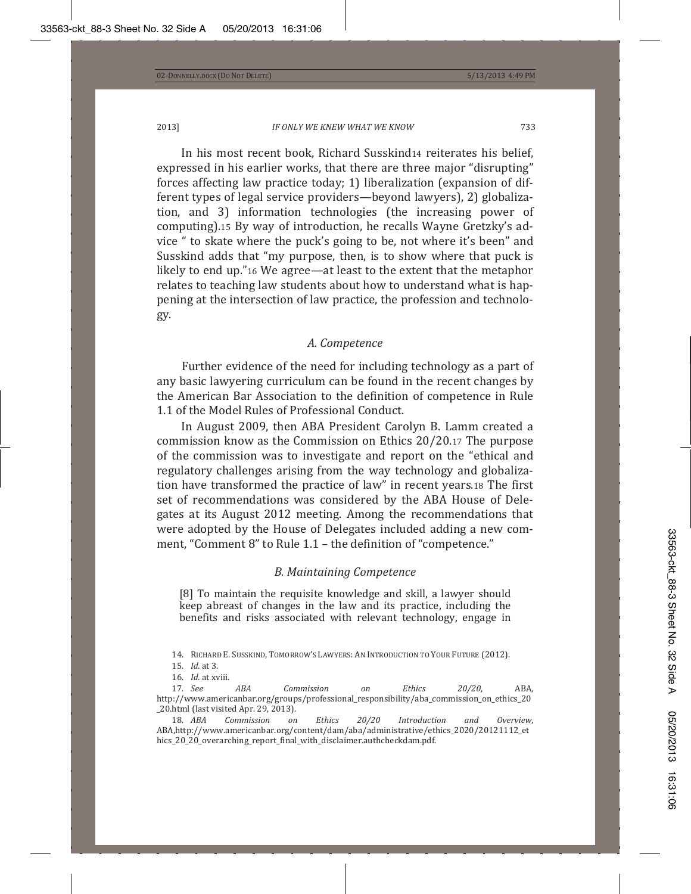In his most recent book, Richard Susskind[14] reiterates his belief, expressed in his earlier works, that there are three major "disrupting" forces affecting law practice today; 1) liberalization (expansion of different types of legal service providers—beyond lawyers), 2) globalization, and 3) information technologies (the increasing power of computing).[15] By way of introduction, he recalls Wayne Gretzky's advice " to skate where the puck's going to be, not where it's been" and Susskind adds that "my purpose, then, is to show where that puck is likely to end up."[16] We agree—at least to the extent that the metaphor relates to teaching law students about how to understand what is happening at the intersection of law practice, the profession and technology.

### *A. Competence*

Further evidence of the need for including technology as a part of any basic lawyering curriculum can be found in the recent changes by the American Bar Association to the definition of competence in Rule 1.1 of the Model Rules of Professional Conduct.

In August 2009, then ABA President Carolyn B. Lamm created a commission know as the Commission on Ethics 20/20.[17] The purpose of the commission was to investigate and report on the "ethical and regulatory challenges arising from the way technology and globalization have transformed the practice of law" in recent years.[18] The first set of recommendations was considered by the ABA House of Delegates at its August 2012 meeting. Among the recommendations that were adopted by the House of Delegates included adding a new comment, "Comment 8" to Rule 1.1 – the definition of "competence."

### *B. Maintaining Competence*

> [8] To maintain the requisite knowledge and skill, a lawyer should keep abreast of changes in the law and its practice, including the benefits and risks associated with relevant technology, engage in

---

14. RICHARD E. SUSSKIND, TOMORROW'S LAWYERS: AN INTRODUCTION TO YOUR FUTURE (2012).

15. *Id.* at 3.

16. *Id.* at xviii.

17. *See ABA Commission on Ethics 20/20*, ABA, http://www.americanbar.org/groups/professional_responsibility/aba_commission_on_ethics_20_20.html (last visited Apr. 29, 2013).

18. *ABA Commission on Ethics 20/20 Introduction and Overview*, ABA,http://www.americanbar.org/content/dam/aba/administrative/ethics_2020/20121112_ethics_20_20_overarching_report_final_with_disclaimer.authcheckdam.pdf.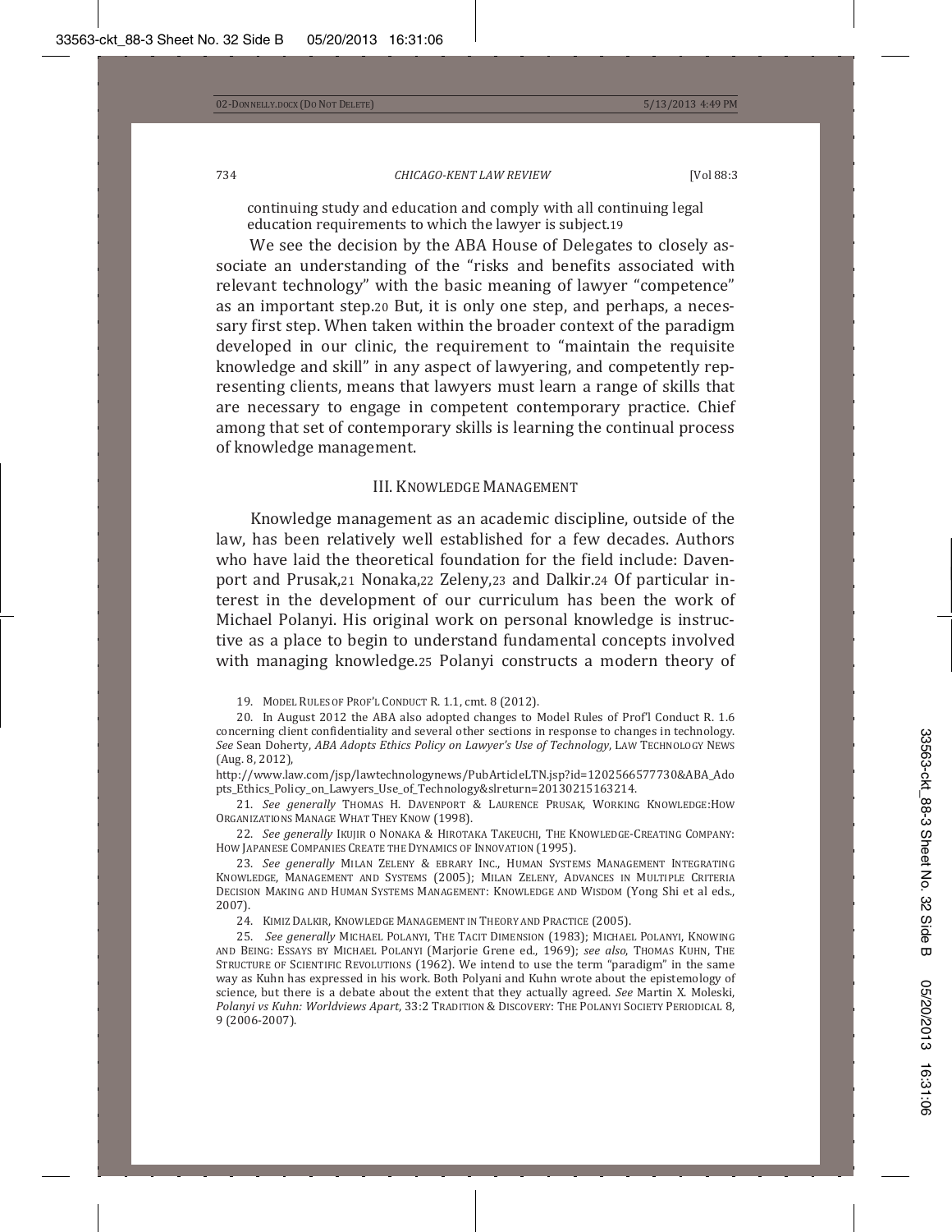continuing study and education and comply with all continuing legal education requirements to which the lawyer is subject.[19]

We see the decision by the ABA House of Delegates to closely associate an understanding of the "risks and benefits associated with relevant technology" with the basic meaning of lawyer "competence" as an important step.[20] But, it is only one step, and perhaps, a necessary first step. When taken within the broader context of the paradigm developed in our clinic, the requirement to "maintain the requisite knowledge and skill" in any aspect of lawyering, and competently representing clients, means that lawyers must learn a range of skills that are necessary to engage in competent contemporary practice. Chief among that set of contemporary skills is learning the continual process of knowledge management.

## III. KNOWLEDGE MANAGEMENT

Knowledge management as an academic discipline, outside of the law, has been relatively well established for a few decades. Authors who have laid the theoretical foundation for the field include: Davenport and Prusak,[21] Nonaka,[22] Zeleny,[23] and Dalkir.[24] Of particular interest in the development of our curriculum has been the work of Michael Polanyi. His original work on personal knowledge is instructive as a place to begin to understand fundamental concepts involved with managing knowledge.[25] Polanyi constructs a modern theory of

---

19. MODEL RULES OF PROF'L CONDUCT R. 1.1, cmt. 8 (2012).

20. In August 2012 the ABA also adopted changes to Model Rules of Prof'l Conduct R. 1.6 concerning client confidentiality and several other sections in response to changes in technology. *See* Sean Doherty, *ABA Adopts Ethics Policy on Lawyer's Use of Technology*, LAW TECHNOLOGY NEWS (Aug. 8, 2012), http://www.law.com/jsp/lawtechnologynews/PubArticleLTN.jsp?id=1202566577730&ABA_Adopts_Ethics_Policy_on_Lawyers_Use_of_Technology&slreturn=20130215163214.

21. *See generally* THOMAS H. DAVENPORT & LAURENCE PRUSAK, WORKING KNOWLEDGE:HOW ORGANIZATIONS MANAGE WHAT THEY KNOW (1998).

22. *See generally* IKUJIR O NONAKA & HIROTAKA TAKEUCHI, THE KNOWLEDGE-CREATING COMPANY: HOW JAPANESE COMPANIES CREATE THE DYNAMICS OF INNOVATION (1995).

23. *See generally* MILAN ZELENY & EBRARY INC., HUMAN SYSTEMS MANAGEMENT INTEGRATING KNOWLEDGE, MANAGEMENT AND SYSTEMS (2005); MILAN ZELENY, ADVANCES IN MULTIPLE CRITERIA DECISION MAKING AND HUMAN SYSTEMS MANAGEMENT: KNOWLEDGE AND WISDOM (Yong Shi et al eds., 2007).

24. KIMIZ DALKIR, KNOWLEDGE MANAGEMENT IN THEORY AND PRACTICE (2005).

25. *See generally* MICHAEL POLANYI, THE TACIT DIMENSION (1983); MICHAEL POLANYI, KNOWING AND BEING: ESSAYS BY MICHAEL POLANYI (Marjorie Grene ed., 1969); *see also*, THOMAS KUHN, THE STRUCTURE OF SCIENTIFIC REVOLUTIONS (1962). We intend to use the term "paradigm" in the same way as Kuhn has expressed in his work. Both Polyani and Kuhn wrote about the epistemology of science, but there is a debate about the extent that they actually agreed. *See* Martin X. Moleski, *Polanyi vs Kuhn: Worldviews Apart*, 33:2 TRADITION & DISCOVERY: THE POLANYI SOCIETY PERIODICAL 8, 9 (2006-2007).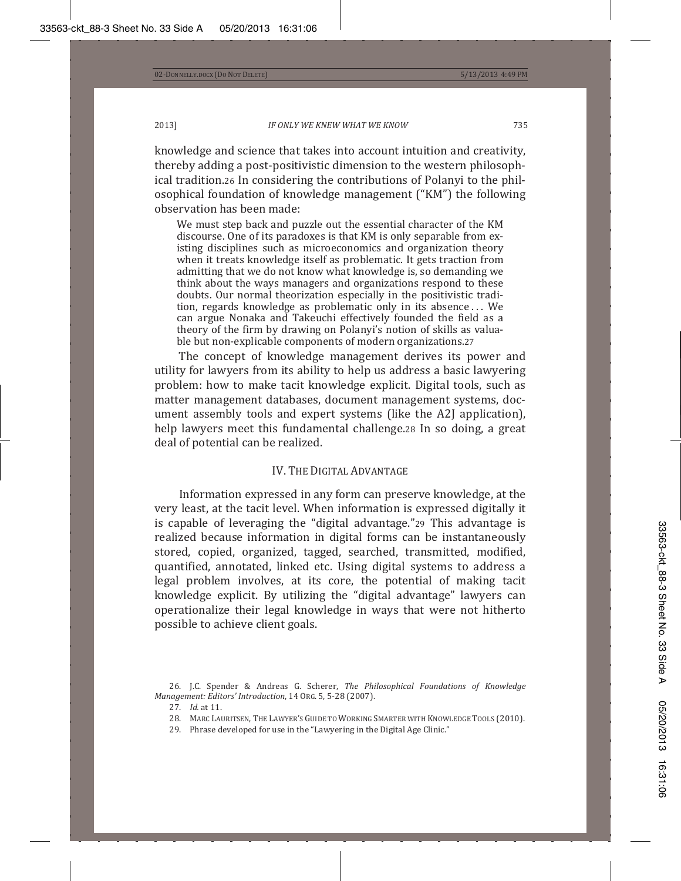knowledge and science that takes into account intuition and creativity, thereby adding a post-positivistic dimension to the western philosophical tradition.[26] In considering the contributions of Polanyi to the philosophical foundation of knowledge management ("KM") the following observation has been made:

> We must step back and puzzle out the essential character of the KM discourse. One of its paradoxes is that KM is only separable from existing disciplines such as microeconomics and organization theory when it treats knowledge itself as problematic. It gets traction from admitting that we do not know what knowledge is, so demanding we think about the ways managers and organizations respond to these doubts. Our normal theorization especially in the positivistic tradition, regards knowledge as problematic only in its absence . . . We can argue Nonaka and Takeuchi effectively founded the field as a theory of the firm by drawing on Polanyi's notion of skills as valuable but non-explicable components of modern organizations.[27]

The concept of knowledge management derives its power and utility for lawyers from its ability to help us address a basic lawyering problem: how to make tacit knowledge explicit. Digital tools, such as matter management databases, document management systems, document assembly tools and expert systems (like the A2J application), help lawyers meet this fundamental challenge.[28] In so doing, a great deal of potential can be realized.

## IV. The Digital Advantage

Information expressed in any form can preserve knowledge, at the very least, at the tacit level. When information is expressed digitally it is capable of leveraging the "digital advantage."[29] This advantage is realized because information in digital forms can be instantaneously stored, copied, organized, tagged, searched, transmitted, modified, quantified, annotated, linked etc. Using digital systems to address a legal problem involves, at its core, the potential of making tacit knowledge explicit. By utilizing the "digital advantage" lawyers can operationalize their legal knowledge in ways that were not hitherto possible to achieve client goals.

---

26. J.C. Spender & Andreas G. Scherer, *The Philosophical Foundations of Knowledge Management: Editors' Introduction*, 14 Org. 5, 5-28 (2007).

27. *Id.* at 11.

28. Marc Lauritsen, The Lawyer's Guide to Working Smarter with Knowledge Tools (2010).

29. Phrase developed for use in the "Lawyering in the Digital Age Clinic."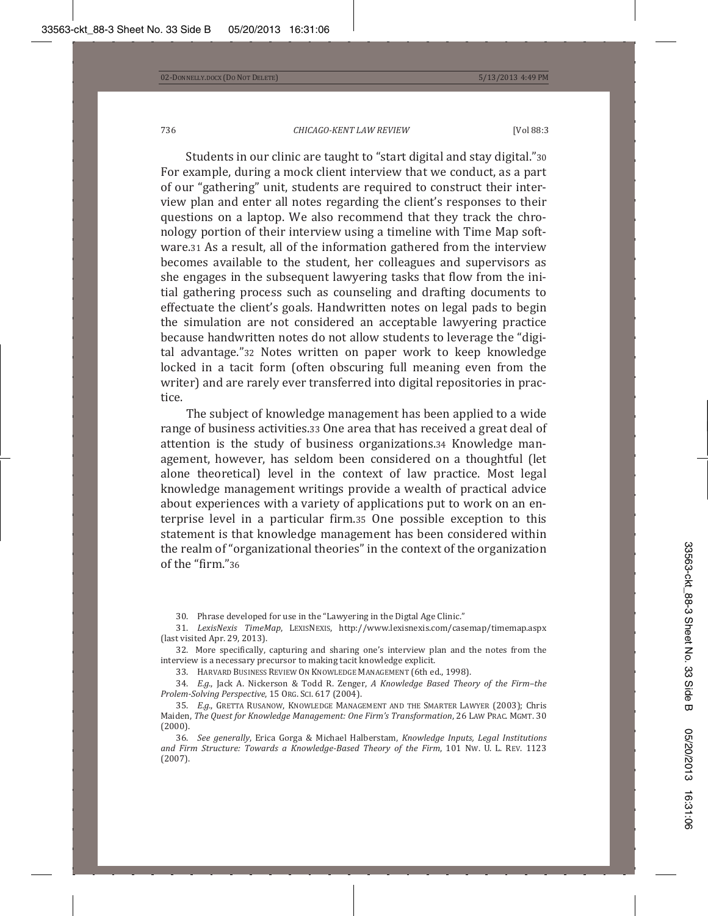Students in our clinic are taught to "start digital and stay digital."[30] For example, during a mock client interview that we conduct, as a part of our "gathering" unit, students are required to construct their interview plan and enter all notes regarding the client's responses to their questions on a laptop. We also recommend that they track the chronology portion of their interview using a timeline with Time Map software.[31] As a result, all of the information gathered from the interview becomes available to the student, her colleagues and supervisors as she engages in the subsequent lawyering tasks that flow from the initial gathering process such as counseling and drafting documents to effectuate the client's goals. Handwritten notes on legal pads to begin the simulation are not considered an acceptable lawyering practice because handwritten notes do not allow students to leverage the "digital advantage."[32] Notes written on paper work to keep knowledge locked in a tacit form (often obscuring full meaning even from the writer) and are rarely ever transferred into digital repositories in practice.

The subject of knowledge management has been applied to a wide range of business activities.[33] One area that has received a great deal of attention is the study of business organizations.[34] Knowledge management, however, has seldom been considered on a thoughtful (let alone theoretical) level in the context of law practice. Most legal knowledge management writings provide a wealth of practical advice about experiences with a variety of applications put to work on an enterprise level in a particular firm.[35] One possible exception to this statement is that knowledge management has been considered within the realm of "organizational theories" in the context of the organization of the "firm."[36]

---

30. Phrase developed for use in the "Lawyering in the Digtal Age Clinic."

31. *LexisNexis TimeMap*, LEXISNEXIS, http://www.lexisnexis.com/casemap/timemap.aspx (last visited Apr. 29, 2013).

32. More specifically, capturing and sharing one's interview plan and the notes from the interview is a necessary precursor to making tacit knowledge explicit.

33. HARVARD BUSINESS REVIEW ON KNOWLEDGE MANAGEMENT (6th ed., 1998).

34. *E.g.*, Jack A. Nickerson & Todd R. Zenger, *A Knowledge Based Theory of the Firm–the Prolem-Solving Perspective*, 15 ORG. SCI. 617 (2004).

35. *E.g.*, GRETTA RUSANOW, KNOWLEDGE MANAGEMENT AND THE SMARTER LAWYER (2003); Chris Maiden, *The Quest for Knowledge Management: One Firm's Transformation*, 26 LAW PRAC. MGMT. 30 (2000).

36. *See generally*, Erica Gorga & Michael Halberstam, *Knowledge Inputs, Legal Institutions and Firm Structure: Towards a Knowledge-Based Theory of the Firm*, 101 NW. U. L. REV. 1123 (2007).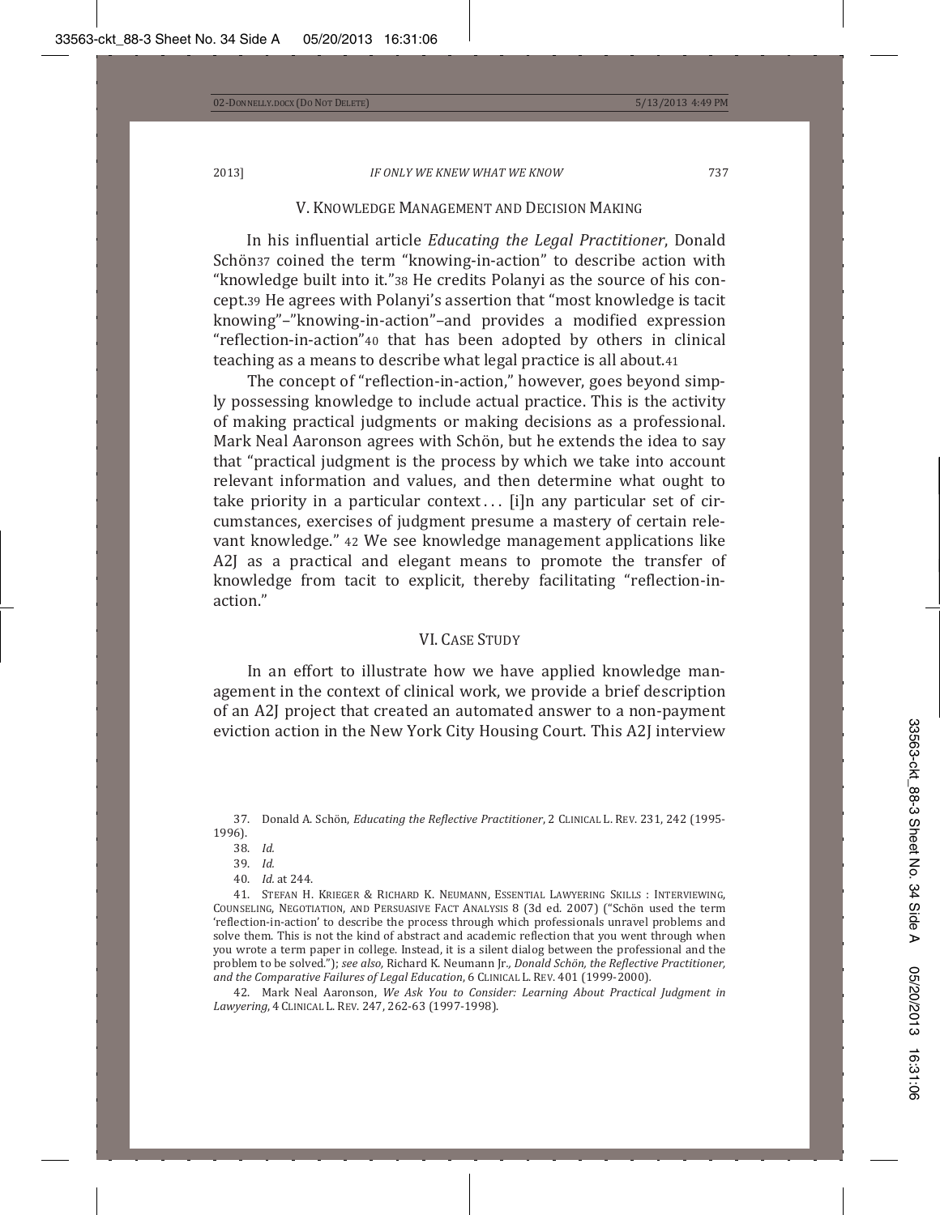## V. KNOWLEDGE MANAGEMENT AND DECISION MAKING

In his influential article *Educating the Legal Practitioner*, Donald Schön[37] coined the term "knowing-in-action" to describe action with "knowledge built into it."[38] He credits Polanyi as the source of his concept.[39] He agrees with Polanyi's assertion that "most knowledge is tacit knowing"–"knowing-in-action"–and provides a modified expression "reflection-in-action"[40] that has been adopted by others in clinical teaching as a means to describe what legal practice is all about.[41]

The concept of "reflection-in-action," however, goes beyond simply possessing knowledge to include actual practice. This is the activity of making practical judgments or making decisions as a professional. Mark Neal Aaronson agrees with Schön, but he extends the idea to say that "practical judgment is the process by which we take into account relevant information and values, and then determine what ought to take priority in a particular context . . . [i]n any particular set of circumstances, exercises of judgment presume a mastery of certain relevant knowledge." [42] We see knowledge management applications like A2J as a practical and elegant means to promote the transfer of knowledge from tacit to explicit, thereby facilitating "reflection-in-action."

## VI. CASE STUDY

In an effort to illustrate how we have applied knowledge management in the context of clinical work, we provide a brief description of an A2J project that created an automated answer to a non-payment eviction action in the New York City Housing Court. This A2J interview

---

37. Donald A. Schön, *Educating the Reflective Practitioner*, 2 CLINICAL L. REV. 231, 242 (1995-1996).

38. *Id.*

39. *Id.*

40. *Id.* at 244.

41. STEFAN H. KRIEGER & RICHARD K. NEUMANN, ESSENTIAL LAWYERING SKILLS : INTERVIEWING, COUNSELING, NEGOTIATION, AND PERSUASIVE FACT ANALYSIS 8 (3d ed. 2007) ("Schön used the term 'reflection-in-action' to describe the process through which professionals unravel problems and solve them. This is not the kind of abstract and academic reflection that you went through when you wrote a term paper in college. Instead, it is a silent dialog between the professional and the problem to be solved."); *see also,* Richard K. Neumann Jr*., Donald Schön, the Reflective Practitioner, and the Comparative Failures of Legal Education*, 6 CLINICAL L. REV. 401 (1999-2000).

42. Mark Neal Aaronson, *We Ask You to Consider: Learning About Practical Judgment in Lawyering*, 4 CLINICAL L. REV. 247, 262-63 (1997-1998).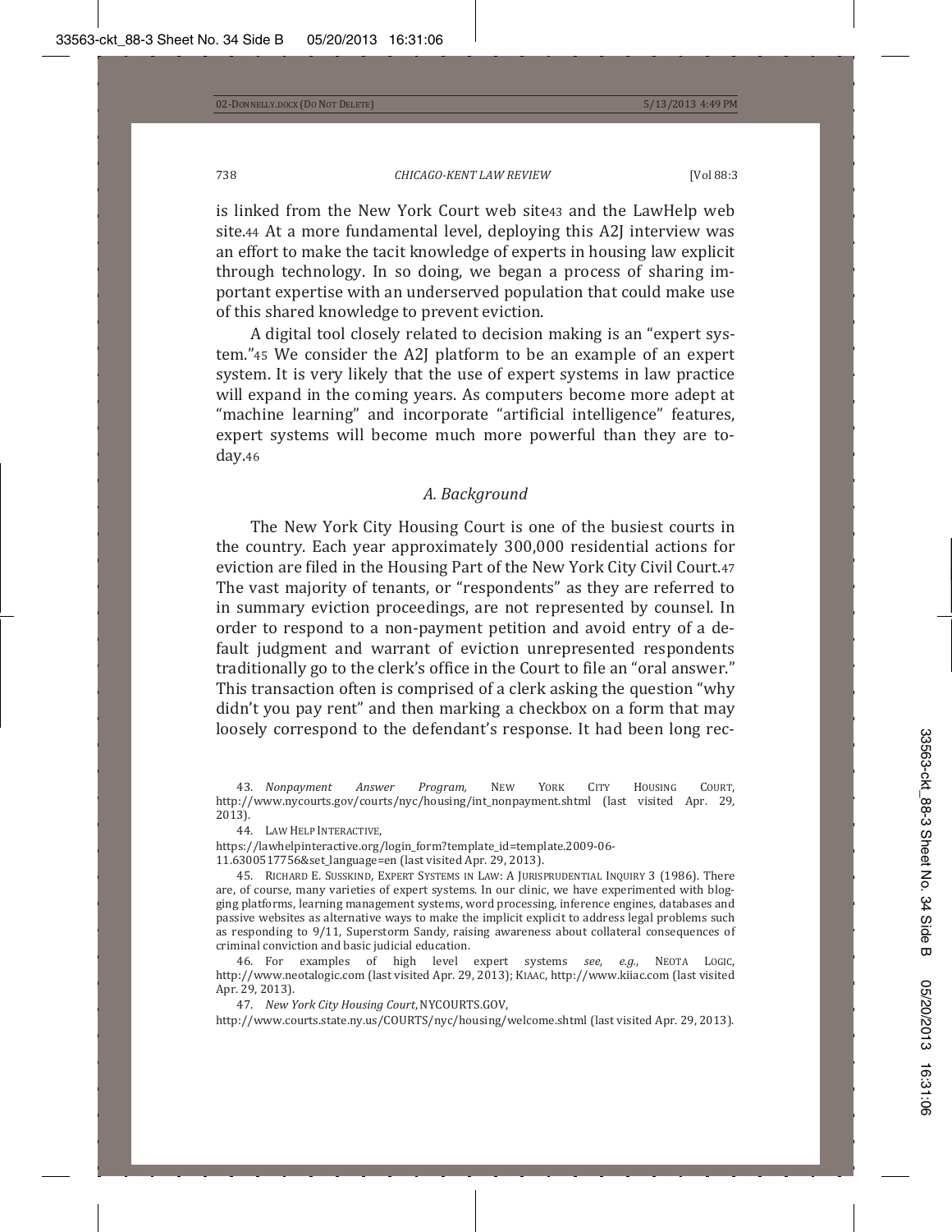is linked from the New York Court web site[43] and the LawHelp web site.[44] At a more fundamental level, deploying this A2J interview was an effort to make the tacit knowledge of experts in housing law explicit through technology. In so doing, we began a process of sharing important expertise with an underserved population that could make use of this shared knowledge to prevent eviction.

A digital tool closely related to decision making is an "expert system."[45] We consider the A2J platform to be an example of an expert system. It is very likely that the use of expert systems in law practice will expand in the coming years. As computers become more adept at "machine learning" and incorporate "artificial intelligence" features, expert systems will become much more powerful than they are today.[46]

### *A. Background*

The New York City Housing Court is one of the busiest courts in the country. Each year approximately 300,000 residential actions for eviction are filed in the Housing Part of the New York City Civil Court.[47] The vast majority of tenants, or "respondents" as they are referred to in summary eviction proceedings, are not represented by counsel. In order to respond to a non-payment petition and avoid entry of a default judgment and warrant of eviction unrepresented respondents traditionally go to the clerk's office in the Court to file an "oral answer." This transaction often is comprised of a clerk asking the question "why didn't you pay rent" and then marking a checkbox on a form that may loosely correspond to the defendant's response. It had been long rec-

43. *Nonpayment Answer Program,* NEW YORK CITY HOUSING COURT, http://www.nycourts.gov/courts/nyc/housing/int_nonpayment.shtml (last visited Apr. 29, 2013).

44. LAW HELP INTERACTIVE, https://lawhelpinteractive.org/login_form?template_id=template.2009-06-11.6300517756&set_language=en (last visited Apr. 29, 2013).

45. RICHARD E. SUSSKIND, EXPERT SYSTEMS IN LAW: A JURISPRUDENTIAL INQUIRY 3 (1986). There are, of course, many varieties of expert systems. In our clinic, we have experimented with blogging platforms, learning management systems, word processing, inference engines, databases and passive websites as alternative ways to make the implicit explicit to address legal problems such as responding to 9/11, Superstorm Sandy, raising awareness about collateral consequences of criminal conviction and basic judicial education.

46. For examples of high level expert systems *see, e.g.*, NEOTA LOGIC, http://www.neotalogic.com (last visited Apr. 29, 2013); KIAAC, http://www.kiiac.com (last visited Apr. 29, 2013).

47. *New York City Housing Court*, NYCOURTS.GOV, http://www.courts.state.ny.us/COURTS/nyc/housing/welcome.shtml (last visited Apr. 29, 2013).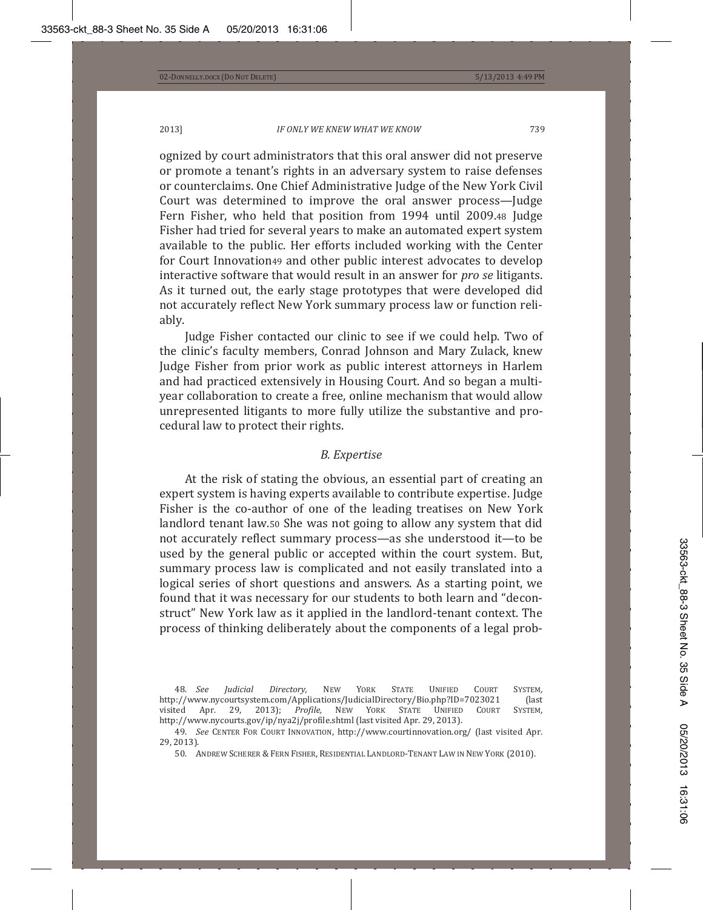ognized by court administrators that this oral answer did not preserve or promote a tenant's rights in an adversary system to raise defenses or counterclaims. One Chief Administrative Judge of the New York Civil Court was determined to improve the oral answer process—Judge Fern Fisher, who held that position from 1994 until 2009.[48] Judge Fisher had tried for several years to make an automated expert system available to the public. Her efforts included working with the Center for Court Innovation[49] and other public interest advocates to develop interactive software that would result in an answer for *pro se* litigants. As it turned out, the early stage prototypes that were developed did not accurately reflect New York summary process law or function reliably.

Judge Fisher contacted our clinic to see if we could help. Two of the clinic's faculty members, Conrad Johnson and Mary Zulack, knew Judge Fisher from prior work as public interest attorneys in Harlem and had practiced extensively in Housing Court. And so began a multi-year collaboration to create a free, online mechanism that would allow unrepresented litigants to more fully utilize the substantive and procedural law to protect their rights.

### *B. Expertise*

At the risk of stating the obvious, an essential part of creating an expert system is having experts available to contribute expertise. Judge Fisher is the co-author of one of the leading treatises on New York landlord tenant law.[50] She was not going to allow any system that did not accurately reflect summary process—as she understood it—to be used by the general public or accepted within the court system. But, summary process law is complicated and not easily translated into a logical series of short questions and answers. As a starting point, we found that it was necessary for our students to both learn and "deconstruct" New York law as it applied in the landlord-tenant context. The process of thinking deliberately about the components of a legal prob-

---

48. *See Judicial Directory*, NEW YORK STATE UNIFIED COURT SYSTEM, http://www.nycourtsystem.com/Applications/JudicialDirectory/Bio.php?ID=7023021 (last visited Apr. 29, 2013); *Profile*, NEW YORK STATE UNIFIED COURT SYSTEM, http://www.nycourts.gov/ip/nya2j/profile.shtml (last visited Apr. 29, 2013).

49. *See* CENTER FOR COURT INNOVATION, http://www.courtinnovation.org/ (last visited Apr. 29, 2013).

50. ANDREW SCHERER & FERN FISHER, RESIDENTIAL LANDLORD-TENANT LAW IN NEW YORK (2010).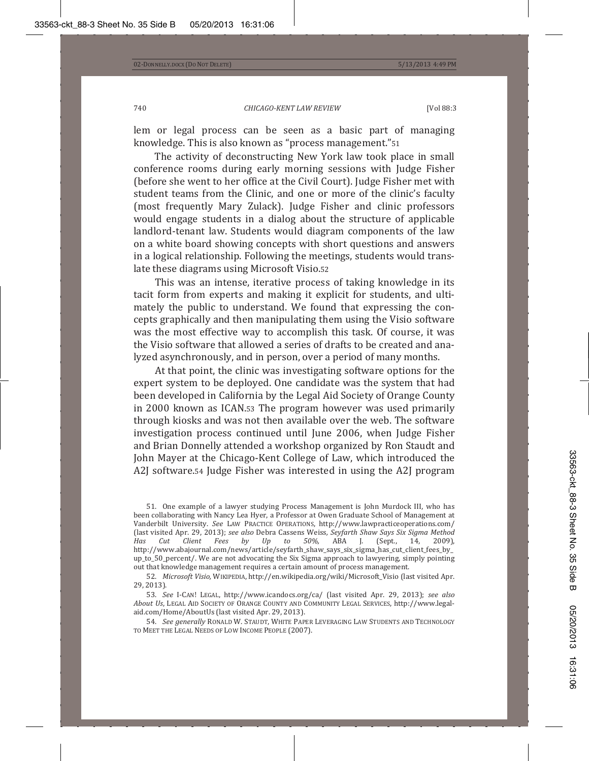lem or legal process can be seen as a basic part of managing knowledge. This is also known as "process management."[51]

The activity of deconstructing New York law took place in small conference rooms during early morning sessions with Judge Fisher (before she went to her office at the Civil Court). Judge Fisher met with student teams from the Clinic, and one or more of the clinic's faculty (most frequently Mary Zulack). Judge Fisher and clinic professors would engage students in a dialog about the structure of applicable landlord-tenant law. Students would diagram components of the law on a white board showing concepts with short questions and answers in a logical relationship. Following the meetings, students would translate these diagrams using Microsoft Visio.[52]

This was an intense, iterative process of taking knowledge in its tacit form from experts and making it explicit for students, and ultimately the public to understand. We found that expressing the concepts graphically and then manipulating them using the Visio software was the most effective way to accomplish this task. Of course, it was the Visio software that allowed a series of drafts to be created and analyzed asynchronously, and in person, over a period of many months.

At that point, the clinic was investigating software options for the expert system to be deployed. One candidate was the system that had been developed in California by the Legal Aid Society of Orange County in 2000 known as ICAN.[53] The program however was used primarily through kiosks and was not then available over the web. The software investigation process continued until June 2006, when Judge Fisher and Brian Donnelly attended a workshop organized by Ron Staudt and John Mayer at the Chicago-Kent College of Law, which introduced the A2J software.[54] Judge Fisher was interested in using the A2J program

---

51. One example of a lawyer studying Process Management is John Murdock III, who has been collaborating with Nancy Lea Hyer, a Professor at Owen Graduate School of Management at Vanderbilt University. *See* LAW PRACTICE OPERATIONS, http://www.lawpracticeoperations.com/ (last visited Apr. 29, 2013); *see also* Debra Cassens Weiss, *Seyfarth Shaw Says Six Sigma Method Has Cut Client Fees by Up to 50%*, ABA J. (Sept., 14, 2009), http://www.abajournal.com/news/article/seyfarth_shaw_says_six_sigma_has_cut_client_fees_by_up_to_50_percent/. We are not advocating the Six Sigma approach to lawyering, simply pointing out that knowledge management requires a certain amount of process management.

52. *Microsoft Visio*, WIKIPEDIA, http://en.wikipedia.org/wiki/Microsoft_Visio (last visited Apr. 29, 2013).

53. *See* I-CAN! LEGAL, http://www.icandocs.org/ca/ (last visited Apr. 29, 2013); *see also About Us*, LEGAL AID SOCIETY OF ORANGE COUNTY AND COMMUNITY LEGAL SERVICES, http://www.legal-aid.com/Home/AboutUs (last visited Apr. 29, 2013).

54. *See generally* RONALD W. STAUDT, WHITE PAPER LEVERAGING LAW STUDENTS AND TECHNOLOGY TO MEET THE LEGAL NEEDS OF LOW INCOME PEOPLE (2007).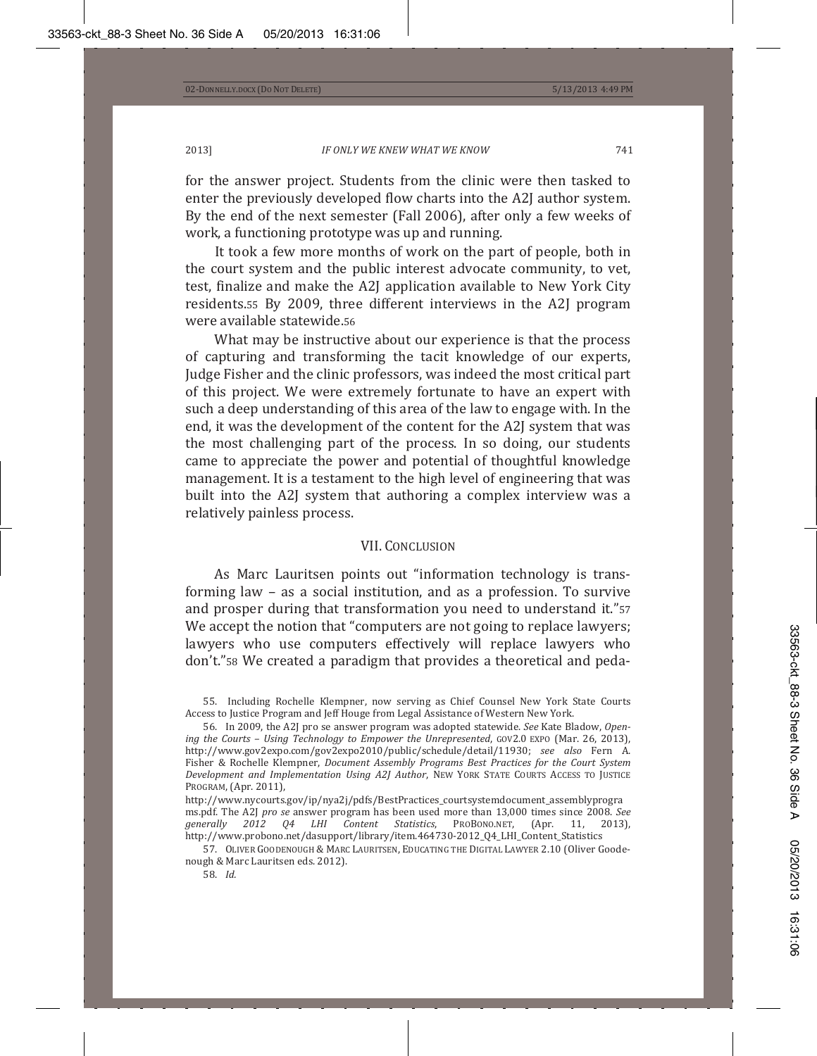for the answer project. Students from the clinic were then tasked to enter the previously developed flow charts into the A2J author system. By the end of the next semester (Fall 2006), after only a few weeks of work, a functioning prototype was up and running.

It took a few more months of work on the part of people, both in the court system and the public interest advocate community, to vet, test, finalize and make the A2J application available to New York City residents.[55] By 2009, three different interviews in the A2J program were available statewide.[56]

What may be instructive about our experience is that the process of capturing and transforming the tacit knowledge of our experts, Judge Fisher and the clinic professors, was indeed the most critical part of this project. We were extremely fortunate to have an expert with such a deep understanding of this area of the law to engage with. In the end, it was the development of the content for the A2J system that was the most challenging part of the process. In so doing, our students came to appreciate the power and potential of thoughtful knowledge management. It is a testament to the high level of engineering that was built into the A2J system that authoring a complex interview was a relatively painless process.

## VII. CONCLUSION

As Marc Lauritsen points out "information technology is transforming law – as a social institution, and as a profession. To survive and prosper during that transformation you need to understand it."[57] We accept the notion that "computers are not going to replace lawyers; lawyers who use computers effectively will replace lawyers who don't."[58] We created a paradigm that provides a theoretical and peda-

---

55. Including Rochelle Klempner, now serving as Chief Counsel New York State Courts Access to Justice Program and Jeff Houge from Legal Assistance of Western New York.

56. In 2009, the A2J pro se answer program was adopted statewide. *See* Kate Bladow, *Opening the Courts – Using Technology to Empower the Unrepresented*, GOV2.0 EXPO (Mar. 26, 2013), http://www.gov2expo.com/gov2expo2010/public/schedule/detail/11930; *see also* Fern A. Fisher & Rochelle Klempner, *Document Assembly Programs Best Practices for the Court System Development and Implementation Using A2J Author*, NEW YORK STATE COURTS ACCESS TO JUSTICE PROGRAM, (Apr. 2011), http://www.nycourts.gov/ip/nya2j/pdfs/BestPractices_courtsystemdocument_assemblyprograms.pdf. The A2J *pro se* answer program has been used more than 13,000 times since 2008. *See generally 2012 Q4 LHI Content Statistics*, PROBONO.NET, (Apr. 11, 2013), http://www.probono.net/dasupport/library/item.464730-2012_Q4_LHI_Content_Statistics

57. OLIVER GOODENOUGH & MARC LAURITSEN, EDUCATING THE DIGITAL LAWYER 2.10 (Oliver Goodenough & Marc Lauritsen eds. 2012).

58. *Id.*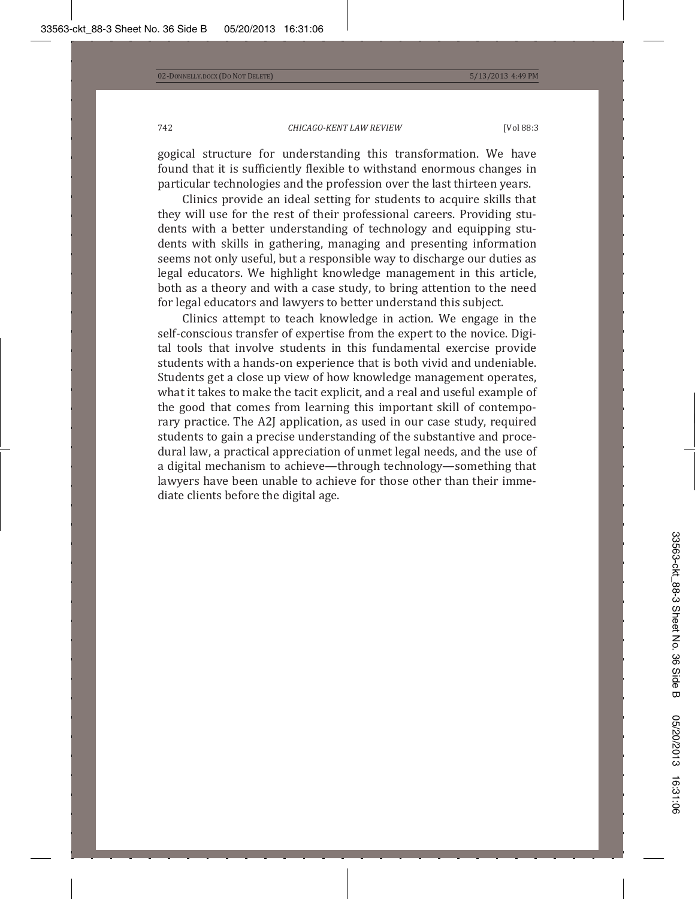gogical structure for understanding this transformation. We have found that it is sufficiently flexible to withstand enormous changes in particular technologies and the profession over the last thirteen years.

Clinics provide an ideal setting for students to acquire skills that they will use for the rest of their professional careers. Providing students with a better understanding of technology and equipping students with skills in gathering, managing and presenting information seems not only useful, but a responsible way to discharge our duties as legal educators. We highlight knowledge management in this article, both as a theory and with a case study, to bring attention to the need for legal educators and lawyers to better understand this subject.

Clinics attempt to teach knowledge in action. We engage in the self-conscious transfer of expertise from the expert to the novice. Digital tools that involve students in this fundamental exercise provide students with a hands-on experience that is both vivid and undeniable. Students get a close up view of how knowledge management operates, what it takes to make the tacit explicit, and a real and useful example of the good that comes from learning this important skill of contemporary practice. The A2J application, as used in our case study, required students to gain a precise understanding of the substantive and procedural law, a practical appreciation of unmet legal needs, and the use of a digital mechanism to achieve—through technology—something that lawyers have been unable to achieve for those other than their immediate clients before the digital age.